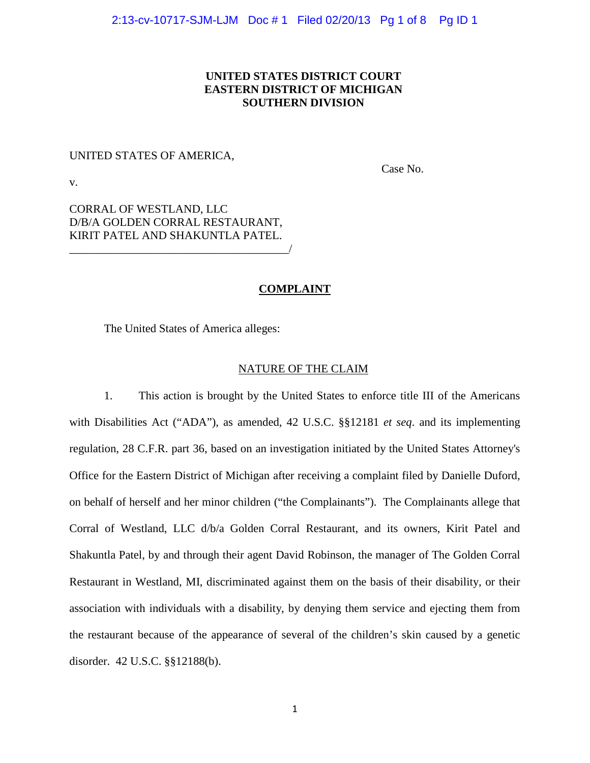**UNITED STATES DISTRICT COURT**
**EASTERN DISTRICT OF MICHIGAN**
**SOUTHERN DIVISION**

UNITED STATES OF AMERICA,

Case No.

v.

CORRAL OF WESTLAND, LLC
D/B/A GOLDEN CORRAL RESTAURANT,
KIRIT PATEL AND SHAKUNTLA PATEL.
_______________________________________/

## COMPLAINT

The United States of America alleges:

### NATURE OF THE CLAIM

1. This action is brought by the United States to enforce title III of the Americans with Disabilities Act ("ADA"), as amended, 42 U.S.C. §§12181 *et seq*. and its implementing regulation, 28 C.F.R. part 36, based on an investigation initiated by the United States Attorney's Office for the Eastern District of Michigan after receiving a complaint filed by Danielle Duford, on behalf of herself and her minor children ("the Complainants"). The Complainants allege that Corral of Westland, LLC d/b/a Golden Corral Restaurant, and its owners, Kirit Patel and Shakuntla Patel, by and through their agent David Robinson, the manager of The Golden Corral Restaurant in Westland, MI, discriminated against them on the basis of their disability, or their association with individuals with a disability, by denying them service and ejecting them from the restaurant because of the appearance of several of the children's skin caused by a genetic disorder. 42 U.S.C. §§12188(b).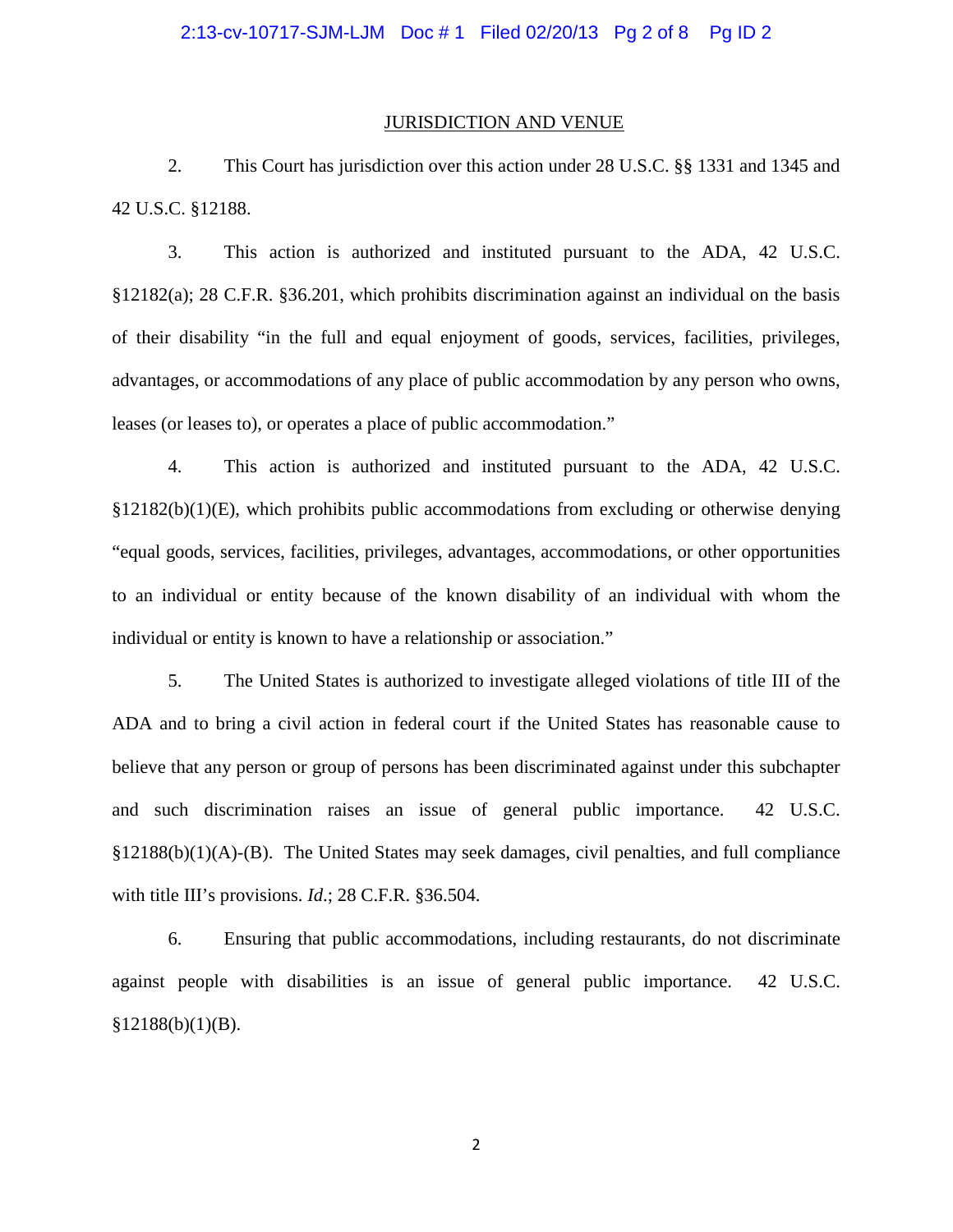## JURISDICTION AND VENUE

2. This Court has jurisdiction over this action under 28 U.S.C. §§ 1331 and 1345 and 42 U.S.C. §12188.

3. This action is authorized and instituted pursuant to the ADA, 42 U.S.C. §12182(a); 28 C.F.R. §36.201, which prohibits discrimination against an individual on the basis of their disability "in the full and equal enjoyment of goods, services, facilities, privileges, advantages, or accommodations of any place of public accommodation by any person who owns, leases (or leases to), or operates a place of public accommodation."

4. This action is authorized and instituted pursuant to the ADA, 42 U.S.C. §12182(b)(1)(E), which prohibits public accommodations from excluding or otherwise denying "equal goods, services, facilities, privileges, advantages, accommodations, or other opportunities to an individual or entity because of the known disability of an individual with whom the individual or entity is known to have a relationship or association."

5. The United States is authorized to investigate alleged violations of title III of the ADA and to bring a civil action in federal court if the United States has reasonable cause to believe that any person or group of persons has been discriminated against under this subchapter and such discrimination raises an issue of general public importance. 42 U.S.C. §12188(b)(1)(A)-(B). The United States may seek damages, civil penalties, and full compliance with title III's provisions. *Id*.; 28 C.F.R. §36.504.

6. Ensuring that public accommodations, including restaurants, do not discriminate against people with disabilities is an issue of general public importance. 42 U.S.C. §12188(b)(1)(B).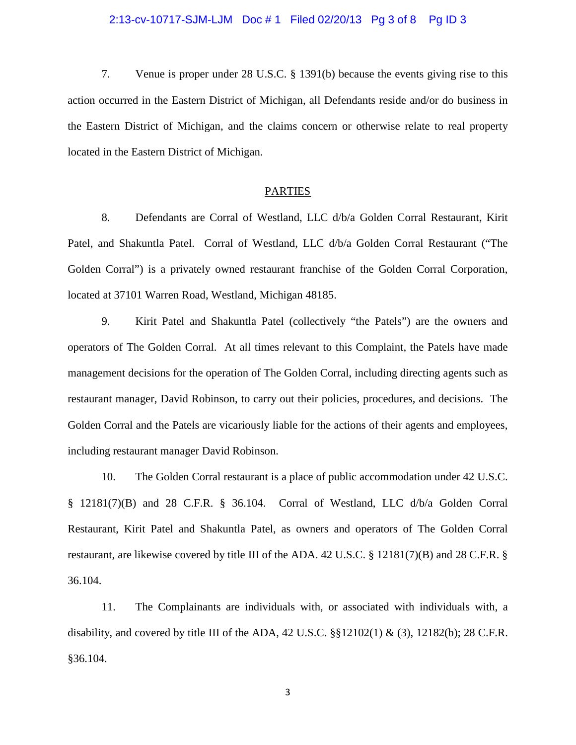7. Venue is proper under 28 U.S.C. § 1391(b) because the events giving rise to this action occurred in the Eastern District of Michigan, all Defendants reside and/or do business in the Eastern District of Michigan, and the claims concern or otherwise relate to real property located in the Eastern District of Michigan.

## PARTIES

8. Defendants are Corral of Westland, LLC d/b/a Golden Corral Restaurant, Kirit Patel, and Shakuntla Patel. Corral of Westland, LLC d/b/a Golden Corral Restaurant ("The Golden Corral") is a privately owned restaurant franchise of the Golden Corral Corporation, located at 37101 Warren Road, Westland, Michigan 48185.

9. Kirit Patel and Shakuntla Patel (collectively "the Patels") are the owners and operators of The Golden Corral. At all times relevant to this Complaint, the Patels have made management decisions for the operation of The Golden Corral, including directing agents such as restaurant manager, David Robinson, to carry out their policies, procedures, and decisions. The Golden Corral and the Patels are vicariously liable for the actions of their agents and employees, including restaurant manager David Robinson.

10. The Golden Corral restaurant is a place of public accommodation under 42 U.S.C. § 12181(7)(B) and 28 C.F.R. § 36.104. Corral of Westland, LLC d/b/a Golden Corral Restaurant, Kirit Patel and Shakuntla Patel, as owners and operators of The Golden Corral restaurant, are likewise covered by title III of the ADA. 42 U.S.C. § 12181(7)(B) and 28 C.F.R. § 36.104.

11. The Complainants are individuals with, or associated with individuals with, a disability, and covered by title III of the ADA, 42 U.S.C. §§12102(1) & (3), 12182(b); 28 C.F.R. §36.104.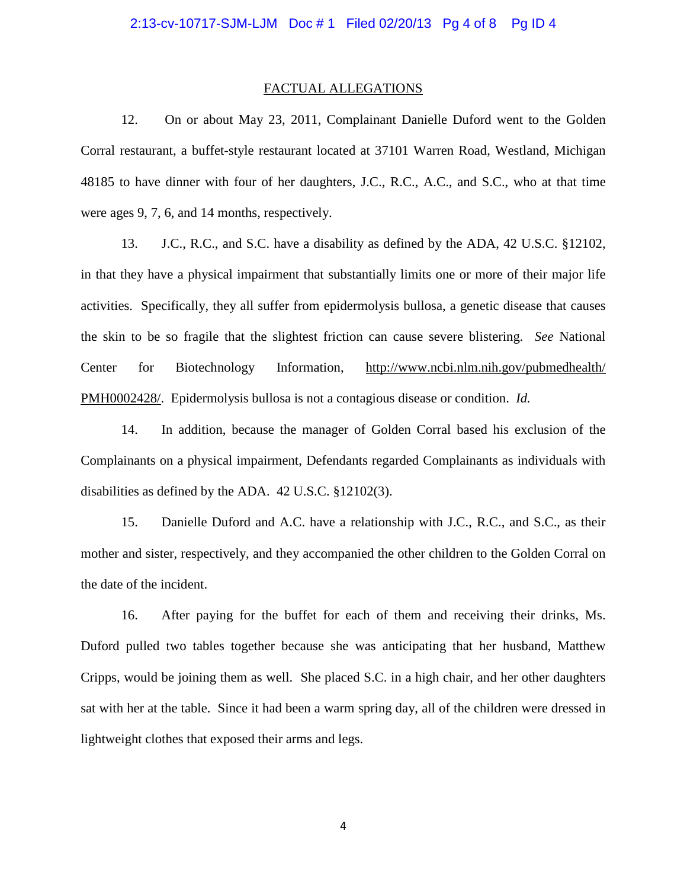## FACTUAL ALLEGATIONS

12. On or about May 23, 2011, Complainant Danielle Duford went to the Golden Corral restaurant, a buffet-style restaurant located at 37101 Warren Road, Westland, Michigan 48185 to have dinner with four of her daughters, J.C., R.C., A.C., and S.C., who at that time were ages 9, 7, 6, and 14 months, respectively.

13. J.C., R.C., and S.C. have a disability as defined by the ADA, 42 U.S.C. §12102, in that they have a physical impairment that substantially limits one or more of their major life activities. Specifically, they all suffer from epidermolysis bullosa, a genetic disease that causes the skin to be so fragile that the slightest friction can cause severe blistering. *See* National Center for Biotechnology Information, http://www.ncbi.nlm.nih.gov/pubmedhealth/PMH0002428/. Epidermolysis bullosa is not a contagious disease or condition. *Id.*

14. In addition, because the manager of Golden Corral based his exclusion of the Complainants on a physical impairment, Defendants regarded Complainants as individuals with disabilities as defined by the ADA. 42 U.S.C. §12102(3).

15. Danielle Duford and A.C. have a relationship with J.C., R.C., and S.C., as their mother and sister, respectively, and they accompanied the other children to the Golden Corral on the date of the incident.

16. After paying for the buffet for each of them and receiving their drinks, Ms. Duford pulled two tables together because she was anticipating that her husband, Matthew Cripps, would be joining them as well. She placed S.C. in a high chair, and her other daughters sat with her at the table. Since it had been a warm spring day, all of the children were dressed in lightweight clothes that exposed their arms and legs.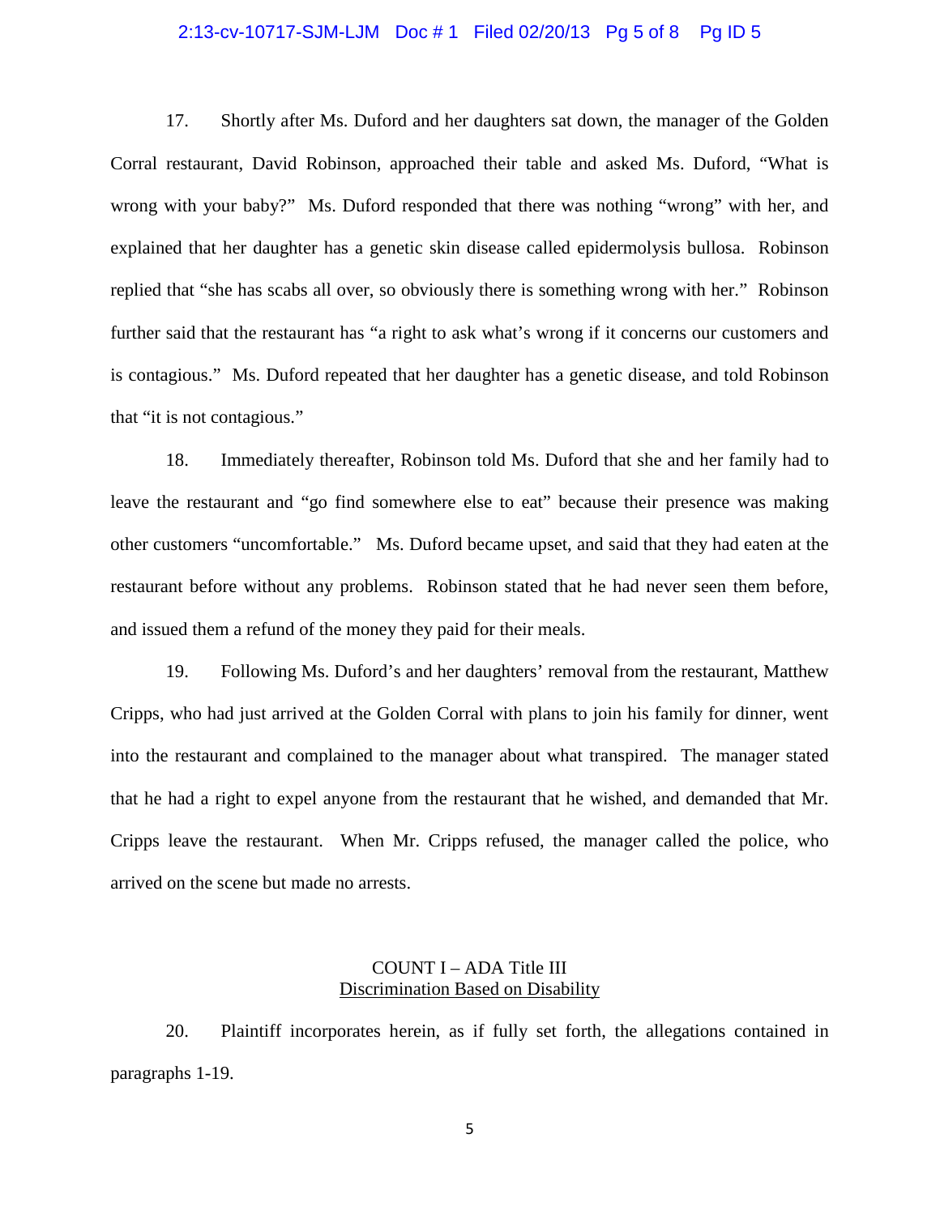17. Shortly after Ms. Duford and her daughters sat down, the manager of the Golden Corral restaurant, David Robinson, approached their table and asked Ms. Duford, "What is wrong with your baby?" Ms. Duford responded that there was nothing "wrong" with her, and explained that her daughter has a genetic skin disease called epidermolysis bullosa. Robinson replied that "she has scabs all over, so obviously there is something wrong with her." Robinson further said that the restaurant has "a right to ask what's wrong if it concerns our customers and is contagious." Ms. Duford repeated that her daughter has a genetic disease, and told Robinson that "it is not contagious."

18. Immediately thereafter, Robinson told Ms. Duford that she and her family had to leave the restaurant and "go find somewhere else to eat" because their presence was making other customers "uncomfortable." Ms. Duford became upset, and said that they had eaten at the restaurant before without any problems. Robinson stated that he had never seen them before, and issued them a refund of the money they paid for their meals.

19. Following Ms. Duford's and her daughters' removal from the restaurant, Matthew Cripps, who had just arrived at the Golden Corral with plans to join his family for dinner, went into the restaurant and complained to the manager about what transpired. The manager stated that he had a right to expel anyone from the restaurant that he wished, and demanded that Mr. Cripps leave the restaurant. When Mr. Cripps refused, the manager called the police, who arrived on the scene but made no arrests.

## COUNT I – ADA Title III
## <u>Discrimination Based on Disability</u>

20. Plaintiff incorporates herein, as if fully set forth, the allegations contained in paragraphs 1-19.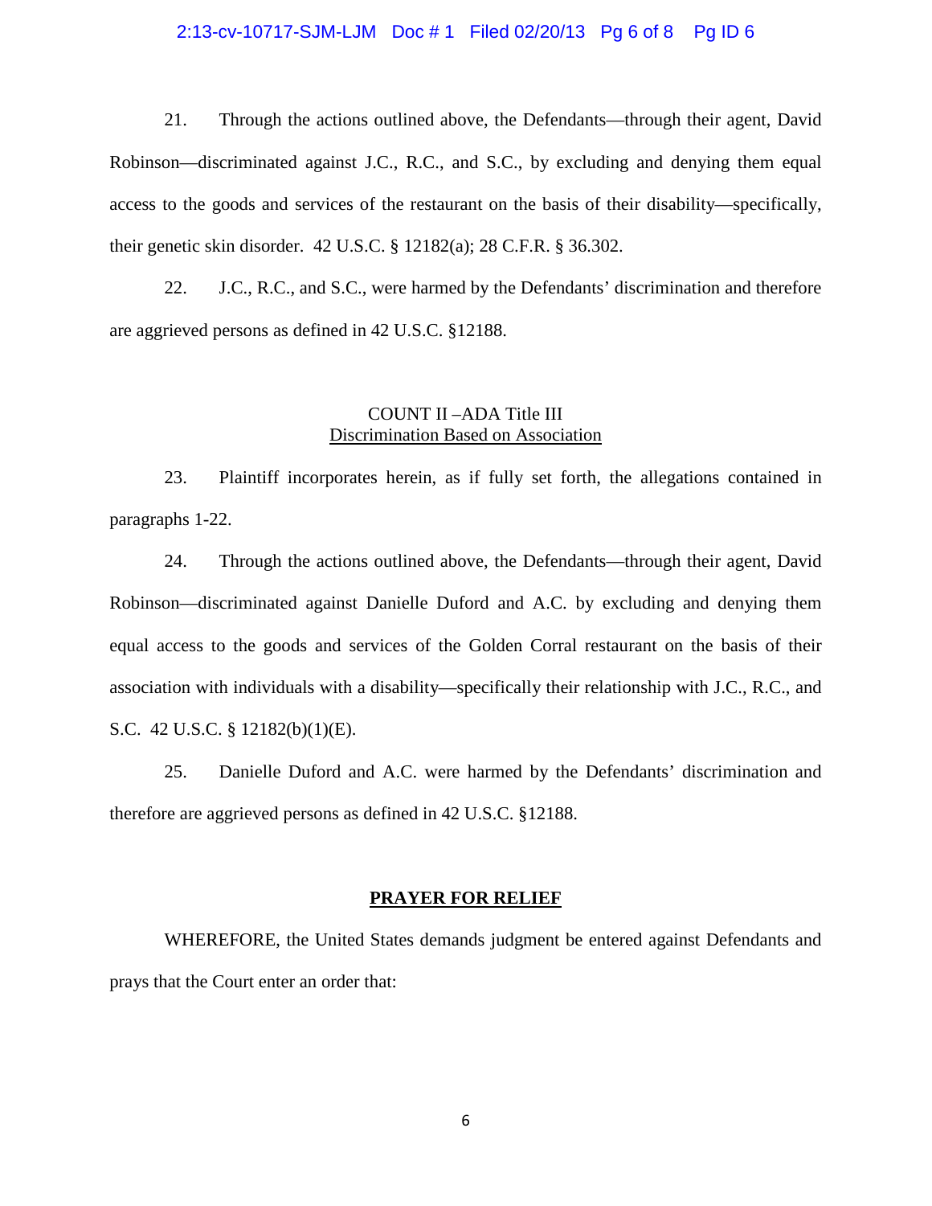21. Through the actions outlined above, the Defendants—through their agent, David Robinson—discriminated against J.C., R.C., and S.C., by excluding and denying them equal access to the goods and services of the restaurant on the basis of their disability—specifically, their genetic skin disorder. 42 U.S.C. § 12182(a); 28 C.F.R. § 36.302.

22. J.C., R.C., and S.C., were harmed by the Defendants' discrimination and therefore are aggrieved persons as defined in 42 U.S.C. §12188.

## COUNT II –ADA Title III
## Discrimination Based on Association

23. Plaintiff incorporates herein, as if fully set forth, the allegations contained in paragraphs 1-22.

24. Through the actions outlined above, the Defendants—through their agent, David Robinson—discriminated against Danielle Duford and A.C. by excluding and denying them equal access to the goods and services of the Golden Corral restaurant on the basis of their association with individuals with a disability—specifically their relationship with J.C., R.C., and S.C. 42 U.S.C. § 12182(b)(1)(E).

25. Danielle Duford and A.C. were harmed by the Defendants' discrimination and therefore are aggrieved persons as defined in 42 U.S.C. §12188.

## PRAYER FOR RELIEF

WHEREFORE, the United States demands judgment be entered against Defendants and prays that the Court enter an order that: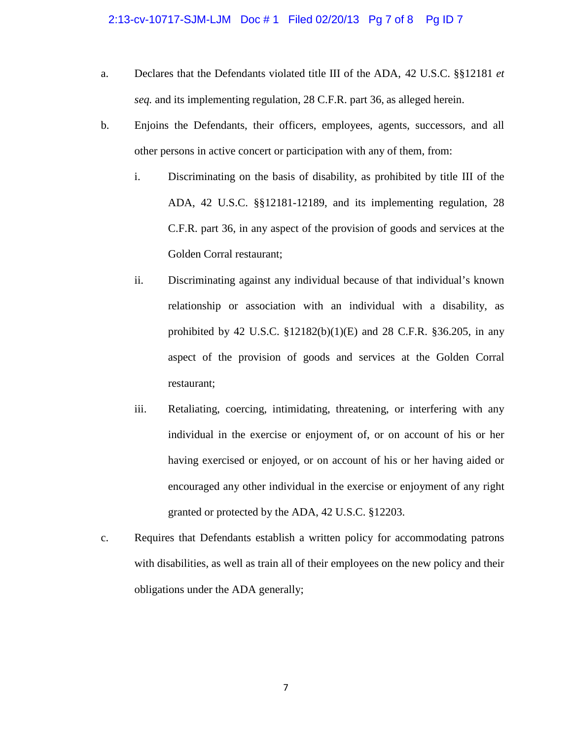a. Declares that the Defendants violated title III of the ADA, 42 U.S.C. §§12181 *et seq.* and its implementing regulation, 28 C.F.R. part 36, as alleged herein.

b. Enjoins the Defendants, their officers, employees, agents, successors, and all other persons in active concert or participation with any of them, from:

   i. Discriminating on the basis of disability, as prohibited by title III of the ADA, 42 U.S.C. §§12181-12189, and its implementing regulation, 28 C.F.R. part 36, in any aspect of the provision of goods and services at the Golden Corral restaurant;

   ii. Discriminating against any individual because of that individual's known relationship or association with an individual with a disability, as prohibited by 42 U.S.C. §12182(b)(1)(E) and 28 C.F.R. §36.205, in any aspect of the provision of goods and services at the Golden Corral restaurant;

   iii. Retaliating, coercing, intimidating, threatening, or interfering with any individual in the exercise or enjoyment of, or on account of his or her having exercised or enjoyed, or on account of his or her having aided or encouraged any other individual in the exercise or enjoyment of any right granted or protected by the ADA, 42 U.S.C. §12203.

c. Requires that Defendants establish a written policy for accommodating patrons with disabilities, as well as train all of their employees on the new policy and their obligations under the ADA generally;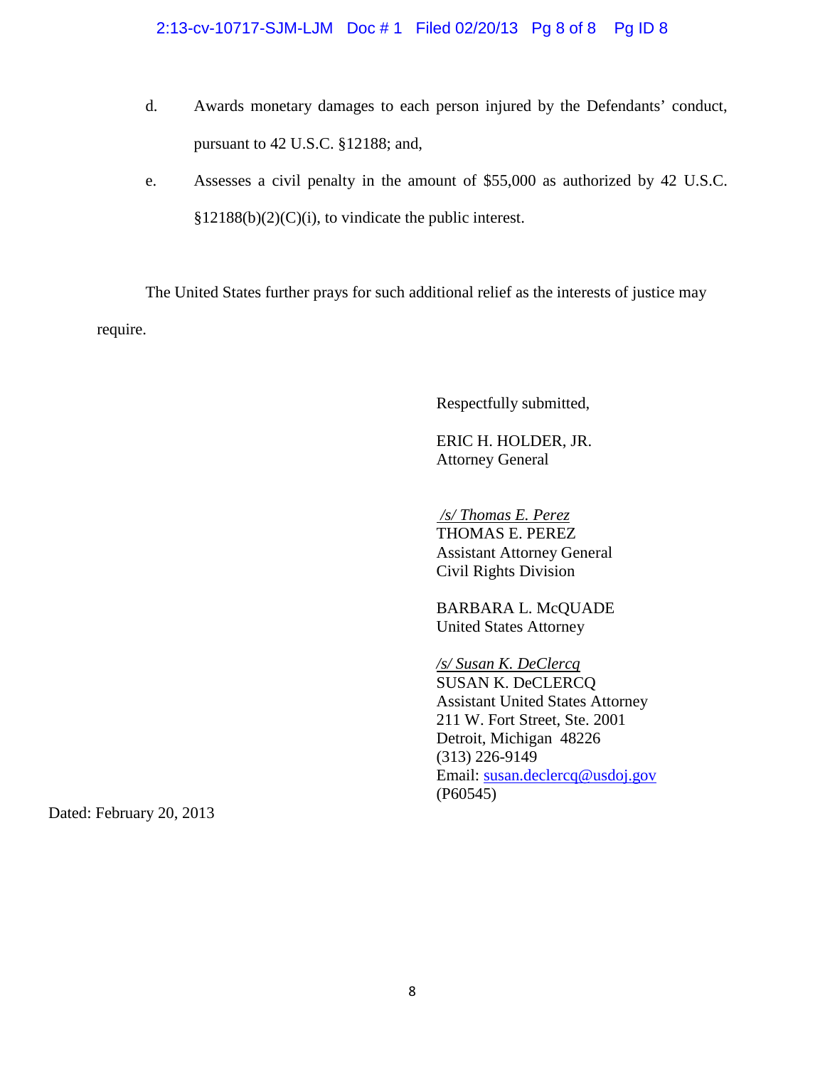d. Awards monetary damages to each person injured by the Defendants' conduct, pursuant to 42 U.S.C. §12188; and,

e. Assesses a civil penalty in the amount of $55,000 as authorized by 42 U.S.C. §12188(b)(2)(C)(i), to vindicate the public interest.

The United States further prays for such additional relief as the interests of justice may require.

Respectfully submitted,

ERIC H. HOLDER, JR.
Attorney General

*/s/ Thomas E. Perez*
THOMAS E. PEREZ
Assistant Attorney General
Civil Rights Division

BARBARA L. McQUADE
United States Attorney

*/s/ Susan K. DeClercq*
SUSAN K. DeCLERCQ
Assistant United States Attorney
211 W. Fort Street, Ste. 2001
Detroit, Michigan 48226
(313) 226-9149
Email: susan.declercq@usdoj.gov
(P60545)

Dated: February 20, 2013